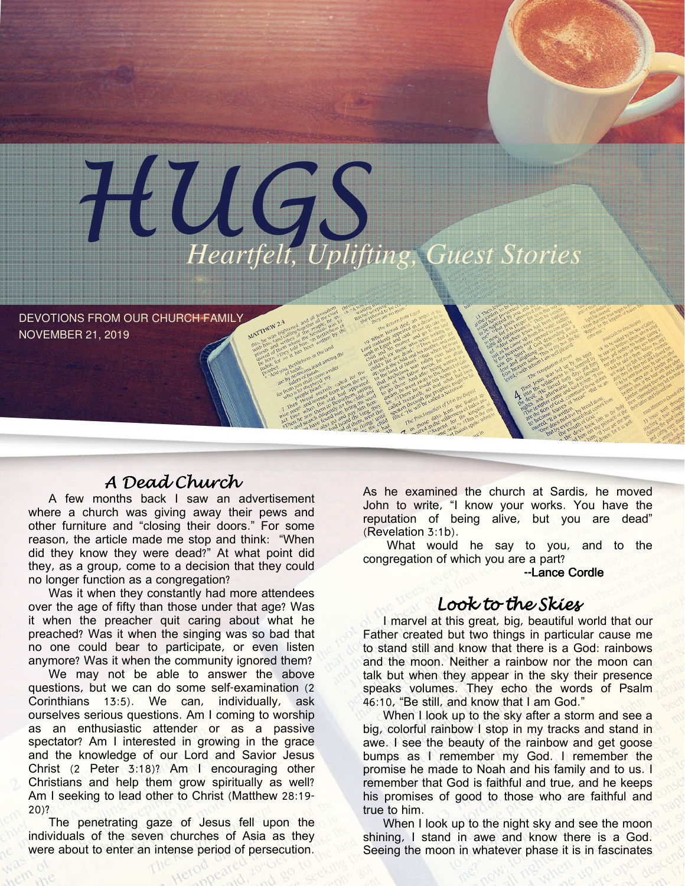# HUGS

*Heartfelt, Uplifting, Guest Stories*

DEVOTIONS FROM OUR CHURCH FAMILY
NOVEMBER 21, 2019

## *A Dead Church*

A few months back I saw an advertisement where a church was giving away their pews and other furniture and "closing their doors." For some reason, the article made me stop and think: "When did they know they were dead?" At what point did they, as a group, come to a decision that they could no longer function as a congregation?

Was it when they constantly had more attendees over the age of fifty than those under that age? Was it when the preacher quit caring about what he preached? Was it when the singing was so bad that no one could bear to participate, or even listen anymore? Was it when the community ignored them?

We may not be able to answer the above questions, but we can do some self-examination (2 Corinthians 13:5). We can, individually, ask ourselves serious questions. Am I coming to worship as an enthusiastic attender or as a passive spectator? Am I interested in growing in the grace and the knowledge of our Lord and Savior Jesus Christ (2 Peter 3:18)? Am I encouraging other Christians and help them grow spiritually as well? Am I seeking to lead other to Christ (Matthew 28:19-20)?

The penetrating gaze of Jesus fell upon the individuals of the seven churches of Asia as they were about to enter an intense period of persecution. As he examined the church at Sardis, he moved John to write, "I know your works. You have the reputation of being alive, but you are dead" (Revelation 3:1b).

What would he say to you, and to the congregation of which you are a part?

--Lance Cordle

## *Look to the Skies*

I marvel at this great, big, beautiful world that our Father created but two things in particular cause me to stand still and know that there is a God: rainbows and the moon. Neither a rainbow nor the moon can talk but when they appear in the sky their presence speaks volumes. They echo the words of Psalm 46:10, "Be still, and know that I am God."

When I look up to the sky after a storm and see a big, colorful rainbow I stop in my tracks and stand in awe. I see the beauty of the rainbow and get goose bumps as I remember my God. I remember the promise he made to Noah and his family and to us. I remember that God is faithful and true, and he keeps his promises of good to those who are faithful and true to him.

When I look up to the night sky and see the moon shining, I stand in awe and know there is a God. Seeing the moon in whatever phase it is in fascinates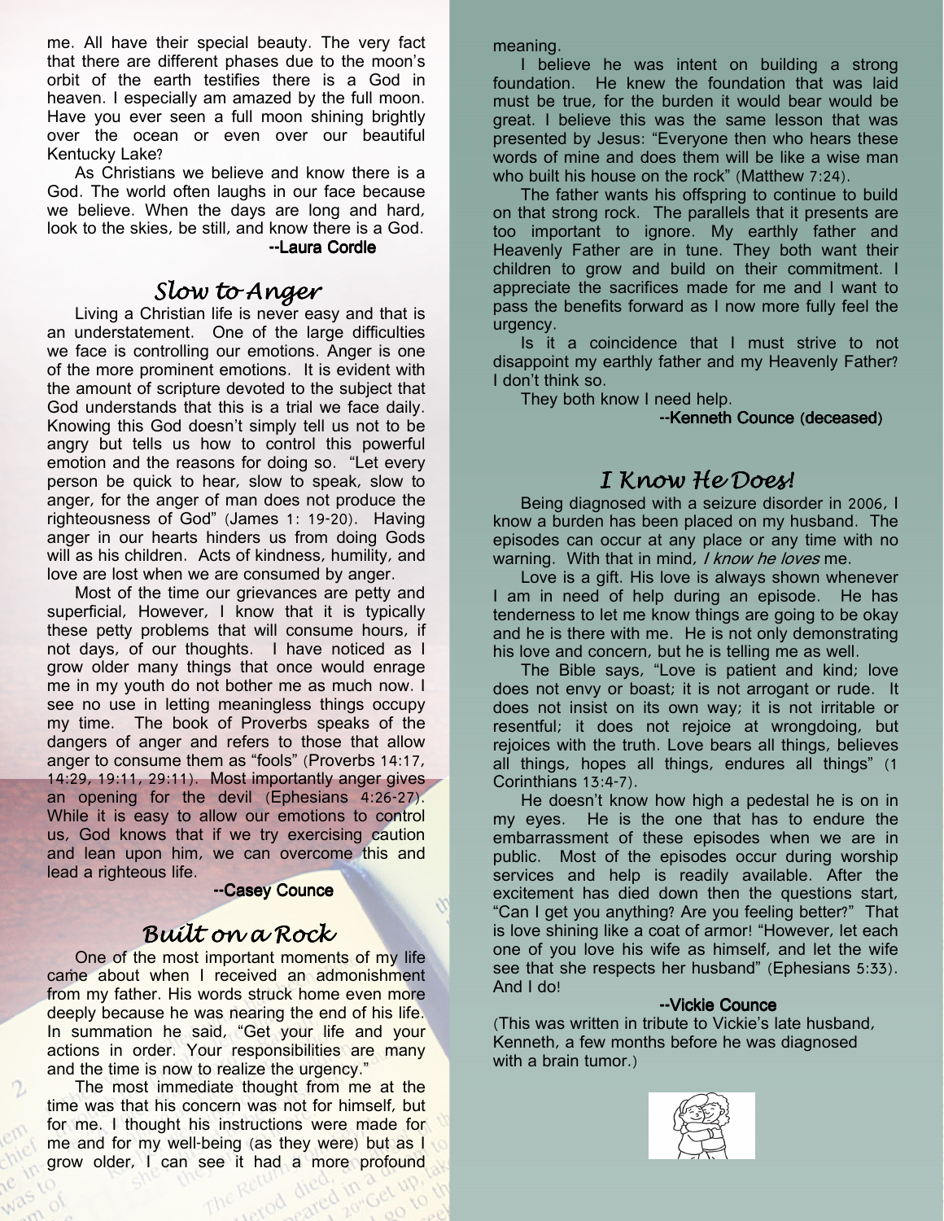me. All have their special beauty. The very fact that there are different phases due to the moon's orbit of the earth testifies there is a God in heaven. I especially am amazed by the full moon. Have you ever seen a full moon shining brightly over the ocean or even over our beautiful Kentucky Lake?

As Christians we believe and know there is a God. The world often laughs in our face because we believe. When the days are long and hard, look to the skies, be still, and know there is a God.

**--Laura Cordle**

## *Slow to Anger*

Living a Christian life is never easy and that is an understatement. One of the large difficulties we face is controlling our emotions. Anger is one of the more prominent emotions. It is evident with the amount of scripture devoted to the subject that God understands that this is a trial we face daily. Knowing this God doesn't simply tell us not to be angry but tells us how to control this powerful emotion and the reasons for doing so. "Let every person be quick to hear, slow to speak, slow to anger, for the anger of man does not produce the righteousness of God" (James 1: 19-20). Having anger in our hearts hinders us from doing Gods will as his children. Acts of kindness, humility, and love are lost when we are consumed by anger.

Most of the time our grievances are petty and superficial, However, I know that it is typically these petty problems that will consume hours, if not days, of our thoughts. I have noticed as I grow older many things that once would enrage me in my youth do not bother me as much now. I see no use in letting meaningless things occupy my time. The book of Proverbs speaks of the dangers of anger and refers to those that allow anger to consume them as "fools" (Proverbs 14:17, 14:29, 19:11, 29:11). Most importantly anger gives an opening for the devil (Ephesians 4:26-27). While it is easy to allow our emotions to control us, God knows that if we try exercising caution and lean upon him, we can overcome this and lead a righteous life.

**--Casey Counce**

## *Built on a Rock*

One of the most important moments of my life came about when I received an admonishment from my father. His words struck home even more deeply because he was nearing the end of his life. In summation he said, "Get your life and your actions in order. Your responsibilities are many and the time is now to realize the urgency."

The most immediate thought from me at the time was that his concern was not for himself, but for me. I thought his instructions were made for me and for my well-being (as they were) but as I grow older, I can see it had a more profound meaning.

I believe he was intent on building a strong foundation. He knew the foundation that was laid must be true, for the burden it would bear would be great. I believe this was the same lesson that was presented by Jesus: "Everyone then who hears these words of mine and does them will be like a wise man who built his house on the rock" (Matthew 7:24).

The father wants his offspring to continue to build on that strong rock. The parallels that it presents are too important to ignore. My earthly father and Heavenly Father are in tune. They both want their children to grow and build on their commitment. I appreciate the sacrifices made for me and I want to pass the benefits forward as I now more fully feel the urgency.

Is it a coincidence that I must strive to not disappoint my earthly father and my Heavenly Father? I don't think so.

They both know I need help.

**--Kenneth Counce (deceased)**

## *I Know He Does!*

Being diagnosed with a seizure disorder in 2006, I know a burden has been placed on my husband. The episodes can occur at any place or any time with no warning. With that in mind, *I know he loves* me.

Love is a gift. His love is always shown whenever I am in need of help during an episode. He has tenderness to let me know things are going to be okay and he is there with me. He is not only demonstrating his love and concern, but he is telling me as well.

The Bible says, "Love is patient and kind; love does not envy or boast; it is not arrogant or rude. It does not insist on its own way; it is not irritable or resentful; it does not rejoice at wrongdoing, but rejoices with the truth. Love bears all things, believes all things, hopes all things, endures all things" (1 Corinthians 13:4-7).

He doesn't know how high a pedestal he is on in my eyes. He is the one that has to endure the embarrassment of these episodes when we are in public. Most of the episodes occur during worship services and help is readily available. After the excitement has died down then the questions start, "Can I get you anything? Are you feeling better?" That is love shining like a coat of armor! "However, let each one of you love his wife as himself, and let the wife see that she respects her husband" (Ephesians 5:33). And I do!

**--Vickie Counce**

(This was written in tribute to Vickie's late husband, Kenneth, a few months before he was diagnosed with a brain tumor.)